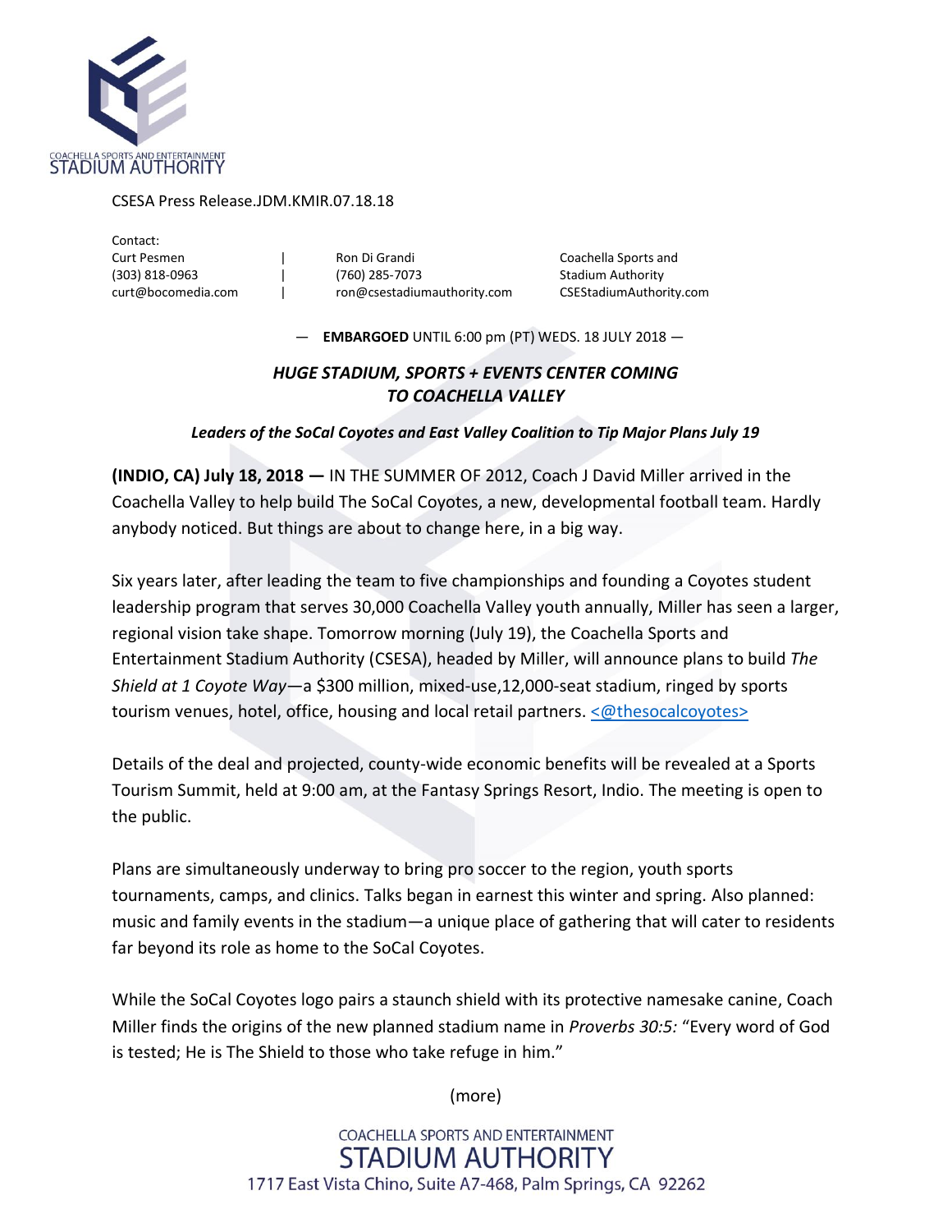COACHELLA SPORTS AND ENTERTAINMENT STADIUM AUTHORITY

CSESA Press Release.JDM.KMIR.07.18.18

Contact:

| | | |
|---|---|---|
| Curt Pesmen<br>(303) 818-0963<br>curt@bocomedia.com | Ron Di Grandi<br>(760) 285-7073<br>ron@csestadiumauthority.com | Coachella Sports and Stadium Authority<br>CSEStadiumAuthority.com |

— **EMBARGOED** UNTIL 6:00 pm (PT) WEDS. 18 JULY 2018 —

## *HUGE STADIUM, SPORTS + EVENTS CENTER COMING TO COACHELLA VALLEY*

***Leaders of the SoCal Coyotes and East Valley Coalition to Tip Major Plans July 19***

**(INDIO, CA) July 18, 2018 —** IN THE SUMMER OF 2012, Coach J David Miller arrived in the Coachella Valley to help build The SoCal Coyotes, a new, developmental football team. Hardly anybody noticed. But things are about to change here, in a big way.

Six years later, after leading the team to five championships and founding a Coyotes student leadership program that serves 30,000 Coachella Valley youth annually, Miller has seen a larger, regional vision take shape. Tomorrow morning (July 19), the Coachella Sports and Entertainment Stadium Authority (CSESA), headed by Miller, will announce plans to build *The Shield at 1 Coyote Way*—a $300 million, mixed-use,12,000-seat stadium, ringed by sports tourism venues, hotel, office, housing and local retail partners. <@thesocalcoyotes>

Details of the deal and projected, county-wide economic benefits will be revealed at a Sports Tourism Summit, held at 9:00 am, at the Fantasy Springs Resort, Indio. The meeting is open to the public.

Plans are simultaneously underway to bring pro soccer to the region, youth sports tournaments, camps, and clinics. Talks began in earnest this winter and spring. Also planned: music and family events in the stadium—a unique place of gathering that will cater to residents far beyond its role as home to the SoCal Coyotes.

While the SoCal Coyotes logo pairs a staunch shield with its protective namesake canine, Coach Miller finds the origins of the new planned stadium name in *Proverbs 30:5:* "Every word of God is tested; He is The Shield to those who take refuge in him."

(more)

COACHELLA SPORTS AND ENTERTAINMENT STADIUM AUTHORITY
1717 East Vista Chino, Suite A7-468, Palm Springs, CA 92262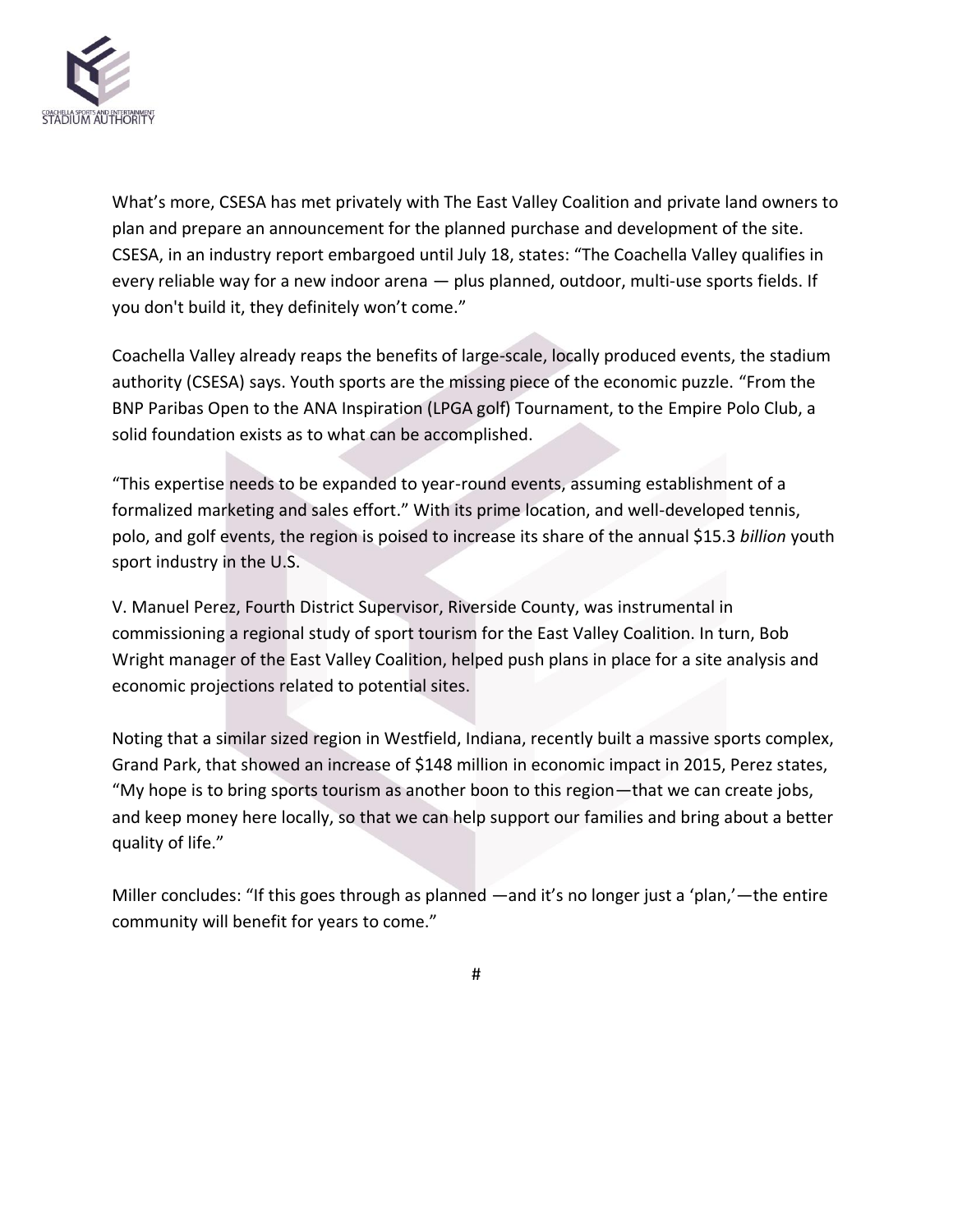What's more, CSESA has met privately with The East Valley Coalition and private land owners to plan and prepare an announcement for the planned purchase and development of the site. CSESA, in an industry report embargoed until July 18, states: "The Coachella Valley qualifies in every reliable way for a new indoor arena — plus planned, outdoor, multi-use sports fields. If you don't build it, they definitely won't come."

Coachella Valley already reaps the benefits of large-scale, locally produced events, the stadium authority (CSESA) says. Youth sports are the missing piece of the economic puzzle. "From the BNP Paribas Open to the ANA Inspiration (LPGA golf) Tournament, to the Empire Polo Club, a solid foundation exists as to what can be accomplished.

"This expertise needs to be expanded to year-round events, assuming establishment of a formalized marketing and sales effort." With its prime location, and well-developed tennis, polo, and golf events, the region is poised to increase its share of the annual $15.3 *billion* youth sport industry in the U.S.

V. Manuel Perez, Fourth District Supervisor, Riverside County, was instrumental in commissioning a regional study of sport tourism for the East Valley Coalition. In turn, Bob Wright manager of the East Valley Coalition, helped push plans in place for a site analysis and economic projections related to potential sites.

Noting that a similar sized region in Westfield, Indiana, recently built a massive sports complex, Grand Park, that showed an increase of $148 million in economic impact in 2015, Perez states, "My hope is to bring sports tourism as another boon to this region—that we can create jobs, and keep money here locally, so that we can help support our families and bring about a better quality of life."

Miller concludes: "If this goes through as planned —and it's no longer just a 'plan,'—the entire community will benefit for years to come."

#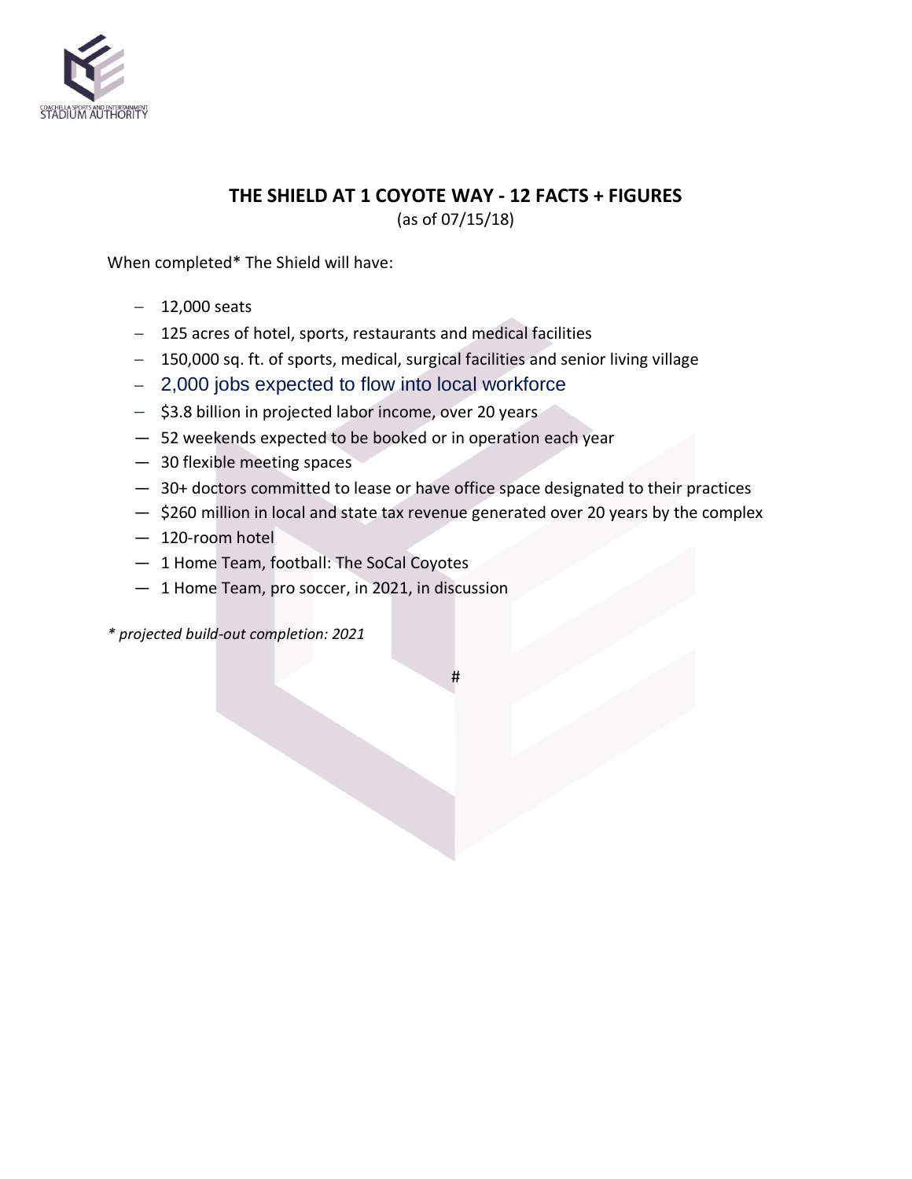## THE SHIELD AT 1 COYOTE WAY - 12 FACTS + FIGURES

(as of 07/15/18)

When completed* The Shield will have:

- 12,000 seats
- 125 acres of hotel, sports, restaurants and medical facilities
- 150,000 sq. ft. of sports, medical, surgical facilities and senior living village
- 2,000 jobs expected to flow into local workforce
- $3.8 billion in projected labor income, over 20 years
- 52 weekends expected to be booked or in operation each year
- 30 flexible meeting spaces
- 30+ doctors committed to lease or have office space designated to their practices
- $260 million in local and state tax revenue generated over 20 years by the complex
- 120-room hotel
- 1 Home Team, football: The SoCal Coyotes
- 1 Home Team, pro soccer, in 2021, in discussion

*\* projected build-out completion: 2021*

#